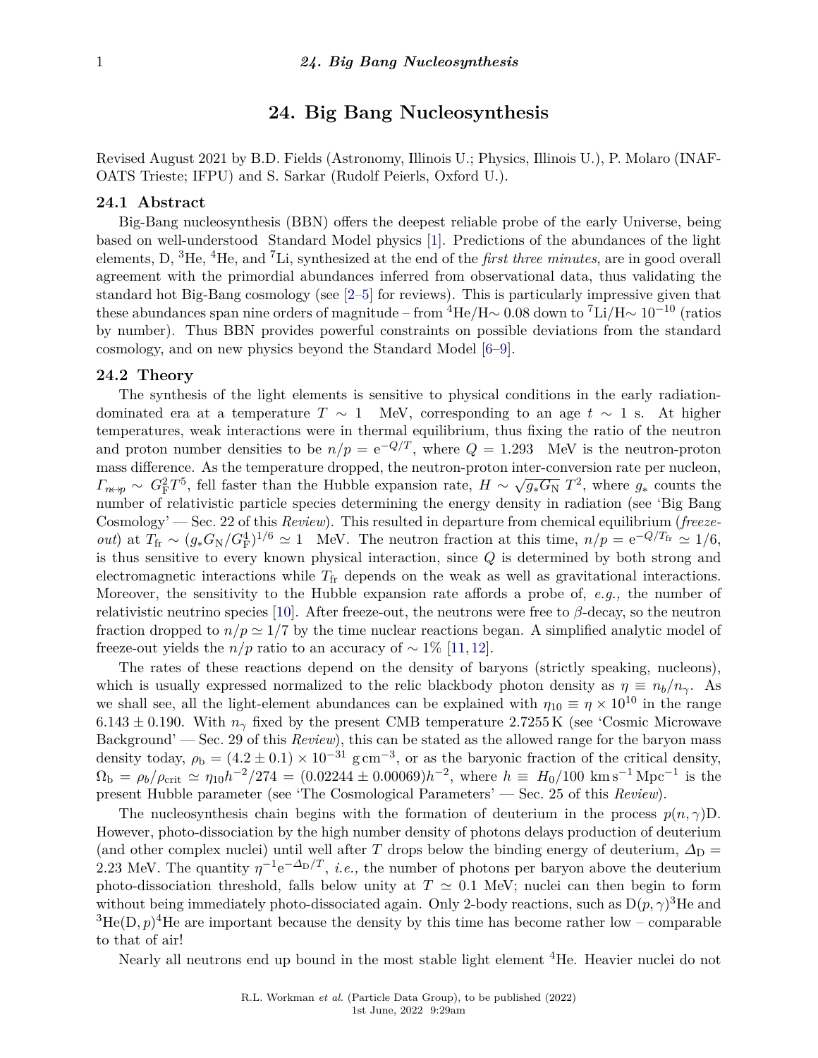# 24. Big Bang Nucleosynthesis

Revised August 2021 by B.D. Fields (Astronomy, Illinois U.; Physics, Illinois U.), P. Molaro (INAF-OATS Trieste; IFPU) and S. Sarkar (Rudolf Peierls, Oxford U.).

## 24.1 Abstract

Big-Bang nucleosynthesis (BBN) offers the deepest reliable probe of the early Universe, being based on well-understood Standard Model physics [1]. Predictions of the abundances of the light elements, D, $^3$He, $^4$He, and $^7$Li, synthesized at the end of the *first three minutes*, are in good overall agreement with the primordial abundances inferred from observational data, thus validating the standard hot Big-Bang cosmology (see [2–5] for reviews). This is particularly impressive given that these abundances span nine orders of magnitude – from $^4$He/H$\sim 0.08$ down to $^7$Li/H$\sim 10^{-10}$ (ratios by number). Thus BBN provides powerful constraints on possible deviations from the standard cosmology, and on new physics beyond the Standard Model [6–9].

## 24.2 Theory

The synthesis of the light elements is sensitive to physical conditions in the early radiation-dominated era at a temperature $T \sim 1$ MeV, corresponding to an age $t \sim 1$ s. At higher temperatures, weak interactions were in thermal equilibrium, thus fixing the ratio of the neutron and proton number densities to be $n/p = \mathrm{e}^{-Q/T}$, where $Q = 1.293$ MeV is the neutron-proton mass difference. As the temperature dropped, the neutron-proton inter-conversion rate per nucleon, $\Gamma_{n \leftrightarrow p} \sim G_{\mathrm{F}}^2 T^5$, fell faster than the Hubble expansion rate, $H \sim \sqrt{g_* G_{\mathrm{N}}}\, T^2$, where $g_*$ counts the number of relativistic particle species determining the energy density in radiation (see 'Big Bang Cosmology' — Sec. 22 of this *Review*). This resulted in departure from chemical equilibrium (*freeze-out*) at $T_{\mathrm{fr}} \sim (g_* G_{\mathrm{N}}/G_{\mathrm{F}}^4)^{1/6} \simeq 1$ MeV. The neutron fraction at this time, $n/p = \mathrm{e}^{-Q/T_{\mathrm{fr}}} \simeq 1/6$, is thus sensitive to every known physical interaction, since $Q$ is determined by both strong and electromagnetic interactions while $T_{\mathrm{fr}}$ depends on the weak as well as gravitational interactions. Moreover, the sensitivity to the Hubble expansion rate affords a probe of, *e.g.,* the number of relativistic neutrino species [10]. After freeze-out, the neutrons were free to $\beta$-decay, so the neutron fraction dropped to $n/p \simeq 1/7$ by the time nuclear reactions began. A simplified analytic model of freeze-out yields the $n/p$ ratio to an accuracy of $\sim 1\%$ [11,12].

The rates of these reactions depend on the density of baryons (strictly speaking, nucleons), which is usually expressed normalized to the relic blackbody photon density as $\eta \equiv n_b/n_\gamma$. As we shall see, all the light-element abundances can be explained with $\eta_{10} \equiv \eta \times 10^{10}$ in the range $6.143 \pm 0.190$. With $n_\gamma$ fixed by the present CMB temperature 2.7255 K (see 'Cosmic Microwave Background' — Sec. 29 of this *Review*), this can be stated as the allowed range for the baryon mass density today, $\rho_{\mathrm{b}} = (4.2 \pm 0.1) \times 10^{-31}$ g cm$^{-3}$, or as the baryonic fraction of the critical density, $\Omega_{\mathrm{b}} = \rho_b/\rho_{\mathrm{crit}} \simeq \eta_{10} h^{-2}/274 = (0.02244 \pm 0.00069) h^{-2}$, where $h \equiv H_0/100$ km s$^{-1}$ Mpc$^{-1}$ is the present Hubble parameter (see 'The Cosmological Parameters' — Sec. 25 of this *Review*).

The nucleosynthesis chain begins with the formation of deuterium in the process $p(n,\gamma)$D. However, photo-dissociation by the high number density of photons delays production of deuterium (and other complex nuclei) until well after $T$ drops below the binding energy of deuterium, $\Delta_{\mathrm{D}} = 2.23$ MeV. The quantity $\eta^{-1}\mathrm{e}^{-\Delta_{\mathrm{D}}/T}$, *i.e.,* the number of photons per baryon above the deuterium photo-dissociation threshold, falls below unity at $T \simeq 0.1$ MeV; nuclei can then begin to form without being immediately photo-dissociated again. Only 2-body reactions, such as D$(p,\gamma)^3$He and $^3$He$(\mathrm{D},p)^4$He are important because the density by this time has become rather low – comparable to that of air!

Nearly all neutrons end up bound in the most stable light element $^4$He. Heavier nuclei do not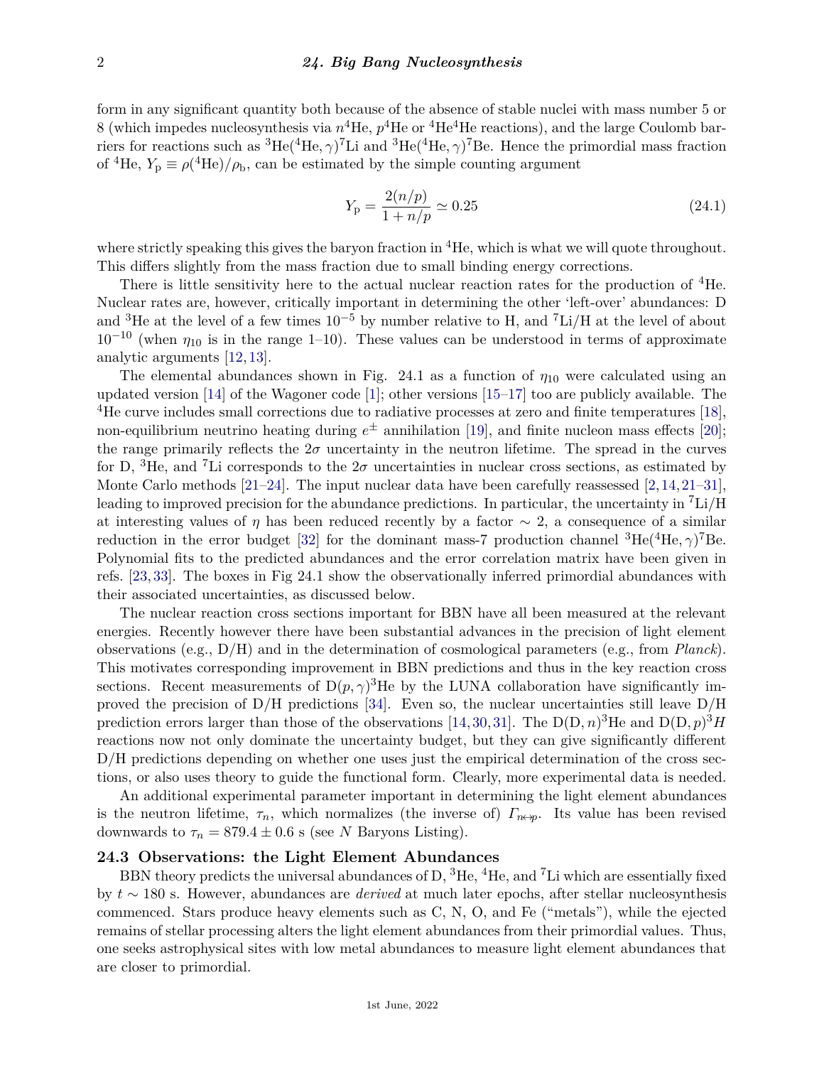form in any significant quantity both because of the absence of stable nuclei with mass number 5 or 8 (which impedes nucleosynthesis via $n^4$He, $p^4$He or $^4$He$^4$He reactions), and the large Coulomb barriers for reactions such as $^3$He($^4$He$,\gamma)^7$Li and $^3$He($^4$He$,\gamma)^7$Be. Hence the primordial mass fraction of $^4$He, $Y_\mathrm{p} \equiv \rho(^4\mathrm{He})/\rho_\mathrm{b}$, can be estimated by the simple counting argument

$$Y_\mathrm{p} = \frac{2(n/p)}{1+n/p} \simeq 0.25 \tag{24.1}$$

where strictly speaking this gives the baryon fraction in $^4$He, which is what we will quote throughout. This differs slightly from the mass fraction due to small binding energy corrections.

There is little sensitivity here to the actual nuclear reaction rates for the production of $^4$He. Nuclear rates are, however, critically important in determining the other 'left-over' abundances: D and $^3$He at the level of a few times $10^{-5}$ by number relative to H, and $^7$Li/H at the level of about $10^{-10}$ (when $\eta_{10}$ is in the range 1–10). These values can be understood in terms of approximate analytic arguments [12,13].

The elemental abundances shown in Fig. 24.1 as a function of $\eta_{10}$ were calculated using an updated version [14] of the Wagoner code [1]; other versions [15–17] too are publicly available. The $^4$He curve includes small corrections due to radiative processes at zero and finite temperatures [18], non-equilibrium neutrino heating during $e^\pm$ annihilation [19], and finite nucleon mass effects [20]; the range primarily reflects the $2\sigma$ uncertainty in the neutron lifetime. The spread in the curves for D, $^3$He, and $^7$Li corresponds to the $2\sigma$ uncertainties in nuclear cross sections, as estimated by Monte Carlo methods [21–24]. The input nuclear data have been carefully reassessed [2,14,21–31], leading to improved precision for the abundance predictions. In particular, the uncertainty in $^7$Li/H at interesting values of $\eta$ has been reduced recently by a factor $\sim 2$, a consequence of a similar reduction in the error budget [32] for the dominant mass-7 production channel $^3$He($^4$He$,\gamma)^7$Be. Polynomial fits to the predicted abundances and the error correlation matrix have been given in refs. [23,33]. The boxes in Fig 24.1 show the observationally inferred primordial abundances with their associated uncertainties, as discussed below.

The nuclear reaction cross sections important for BBN have all been measured at the relevant energies. Recently however there have been substantial advances in the precision of light element observations (e.g., D/H) and in the determination of cosmological parameters (e.g., from *Planck*). This motivates corresponding improvement in BBN predictions and thus in the key reaction cross sections. Recent measurements of D$(p,\gamma)^3$He by the LUNA collaboration have significantly improved the precision of D/H predictions [34]. Even so, the nuclear uncertainties still leave D/H prediction errors larger than those of the observations [14,30,31]. The D(D$,n)^3$He and D(D$,p)^3H$ reactions now not only dominate the uncertainty budget, but they can give significantly different D/H predictions depending on whether one uses just the empirical determination of the cross sections, or also uses theory to guide the functional form. Clearly, more experimental data is needed.

An additional experimental parameter important in determining the light element abundances is the neutron lifetime, $\tau_n$, which normalizes (the inverse of) $\Gamma_{n\leftrightarrow p}$. Its value has been revised downwards to $\tau_n = 879.4 \pm 0.6$ s (see $N$ Baryons Listing).

## 24.3 Observations: the Light Element Abundances

BBN theory predicts the universal abundances of D, $^3$He, $^4$He, and $^7$Li which are essentially fixed by $t \sim 180$ s. However, abundances are *derived* at much later epochs, after stellar nucleosynthesis commenced. Stars produce heavy elements such as C, N, O, and Fe ("metals"), while the ejected remains of stellar processing alters the light element abundances from their primordial values. Thus, one seeks astrophysical sites with low metal abundances to measure light element abundances that are closer to primordial.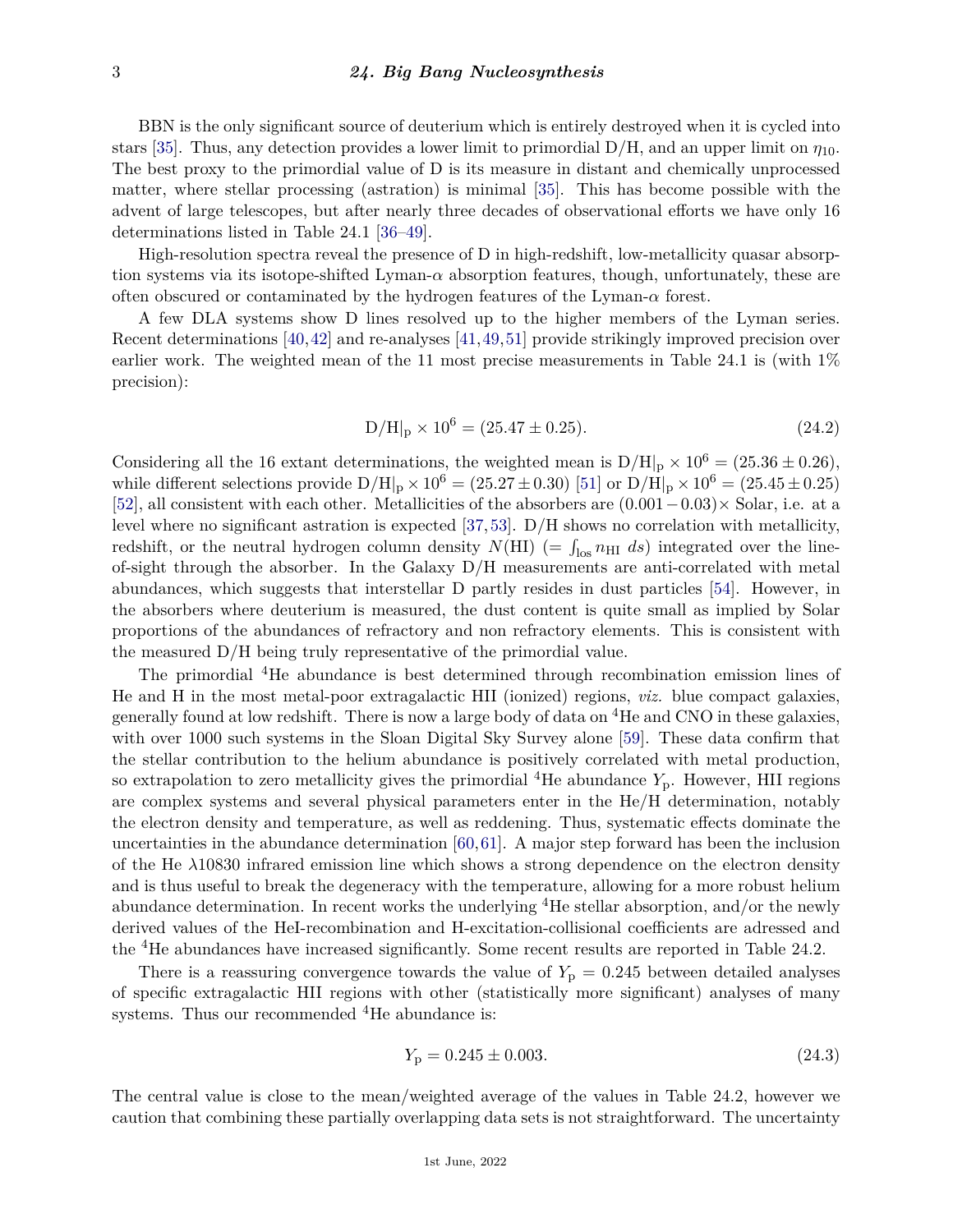BBN is the only significant source of deuterium which is entirely destroyed when it is cycled into stars [35]. Thus, any detection provides a lower limit to primordial D/H, and an upper limit on $\eta_{10}$. The best proxy to the primordial value of D is its measure in distant and chemically unprocessed matter, where stellar processing (astration) is minimal [35]. This has become possible with the advent of large telescopes, but after nearly three decades of observational efforts we have only 16 determinations listed in Table 24.1 [36–49].

High-resolution spectra reveal the presence of D in high-redshift, low-metallicity quasar absorption systems via its isotope-shifted Lyman-$\alpha$ absorption features, though, unfortunately, these are often obscured or contaminated by the hydrogen features of the Lyman-$\alpha$ forest.

A few DLA systems show D lines resolved up to the higher members of the Lyman series. Recent determinations [40,42] and re-analyses [41,49,51] provide strikingly improved precision over earlier work. The weighted mean of the 11 most precise measurements in Table 24.1 is (with 1% precision):

$$\mathrm{D/H}|_{\mathrm{p}} \times 10^6 = (25.47 \pm 0.25). \tag{24.2}$$

Considering all the 16 extant determinations, the weighted mean is $\mathrm{D/H}|_{\mathrm{p}} \times 10^6 = (25.36 \pm 0.26)$, while different selections provide $\mathrm{D/H}|_{\mathrm{p}} \times 10^6 = (25.27 \pm 0.30)$ [51] or $\mathrm{D/H}|_{\mathrm{p}} \times 10^6 = (25.45 \pm 0.25)$ [52], all consistent with each other. Metallicities of the absorbers are $(0.001 - 0.03)\times$ Solar, i.e. at a level where no significant astration is expected [37,53]. D/H shows no correlation with metallicity, redshift, or the neutral hydrogen column density $N(\mathrm{HI})$ ($= \int_{\mathrm{los}} n_{\mathrm{HI}}\, ds$) integrated over the line-of-sight through the absorber. In the Galaxy D/H measurements are anti-correlated with metal abundances, which suggests that interstellar D partly resides in dust particles [54]. However, in the absorbers where deuterium is measured, the dust content is quite small as implied by Solar proportions of the abundances of refractory and non refractory elements. This is consistent with the measured D/H being truly representative of the primordial value.

The primordial $^4$He abundance is best determined through recombination emission lines of He and H in the most metal-poor extragalactic HII (ionized) regions, *viz.* blue compact galaxies, generally found at low redshift. There is now a large body of data on $^4$He and CNO in these galaxies, with over 1000 such systems in the Sloan Digital Sky Survey alone [59]. These data confirm that the stellar contribution to the helium abundance is positively correlated with metal production, so extrapolation to zero metallicity gives the primordial $^4$He abundance $Y_{\mathrm{p}}$. However, HII regions are complex systems and several physical parameters enter in the He/H determination, notably the electron density and temperature, as well as reddening. Thus, systematic effects dominate the uncertainties in the abundance determination [60,61]. A major step forward has been the inclusion of the He $\lambda$10830 infrared emission line which shows a strong dependence on the electron density and is thus useful to break the degeneracy with the temperature, allowing for a more robust helium abundance determination. In recent works the underlying $^4$He stellar absorption, and/or the newly derived values of the HeI-recombination and H-excitation-collisional coefficients are adressed and the $^4$He abundances have increased significantly. Some recent results are reported in Table 24.2.

There is a reassuring convergence towards the value of $Y_{\mathrm{p}} = 0.245$ between detailed analyses of specific extragalactic HII regions with other (statistically more significant) analyses of many systems. Thus our recommended $^4$He abundance is:

$$Y_{\mathrm{p}} = 0.245 \pm 0.003. \tag{24.3}$$

The central value is close to the mean/weighted average of the values in Table 24.2, however we caution that combining these partially overlapping data sets is not straightforward. The uncertainty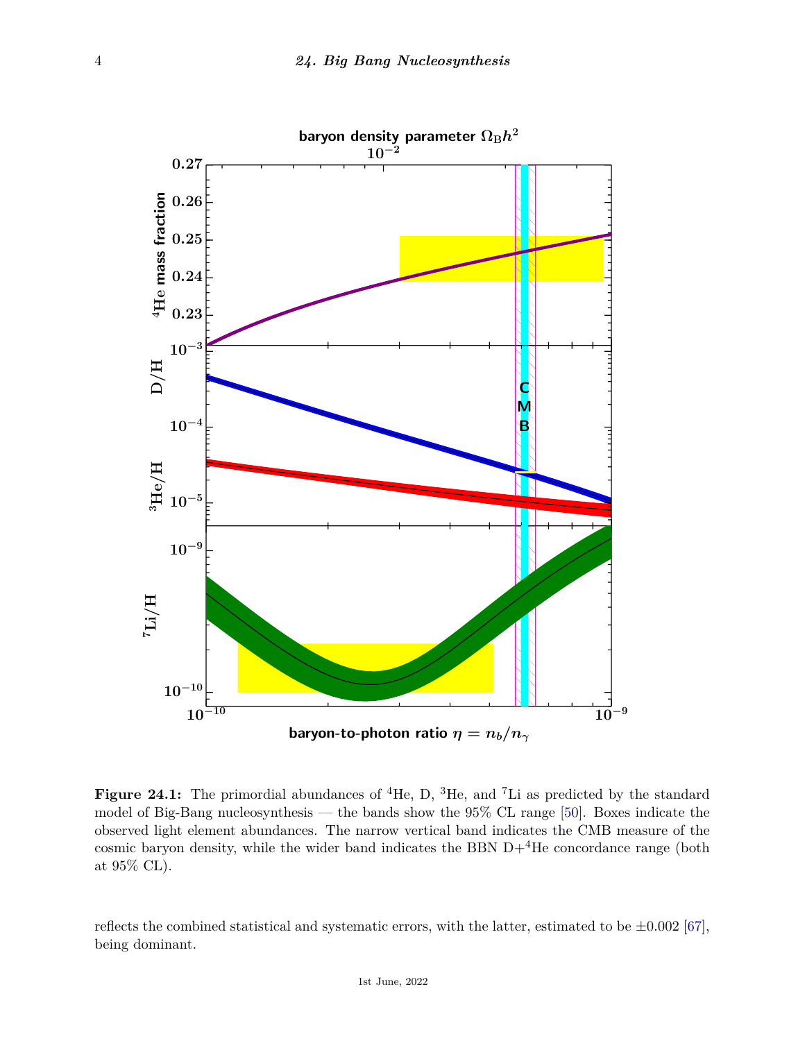**Figure 24.1:** The primordial abundances of $^4$He, D, $^3$He, and $^7$Li as predicted by the standard model of Big-Bang nucleosynthesis — the bands show the 95% CL range [50]. Boxes indicate the observed light element abundances. The narrow vertical band indicates the CMB measure of the cosmic baryon density, while the wider band indicates the BBN D+$^4$He concordance range (both at 95% CL).

reflects the combined statistical and systematic errors, with the latter, estimated to be $\pm 0.002$ [67], being dominant.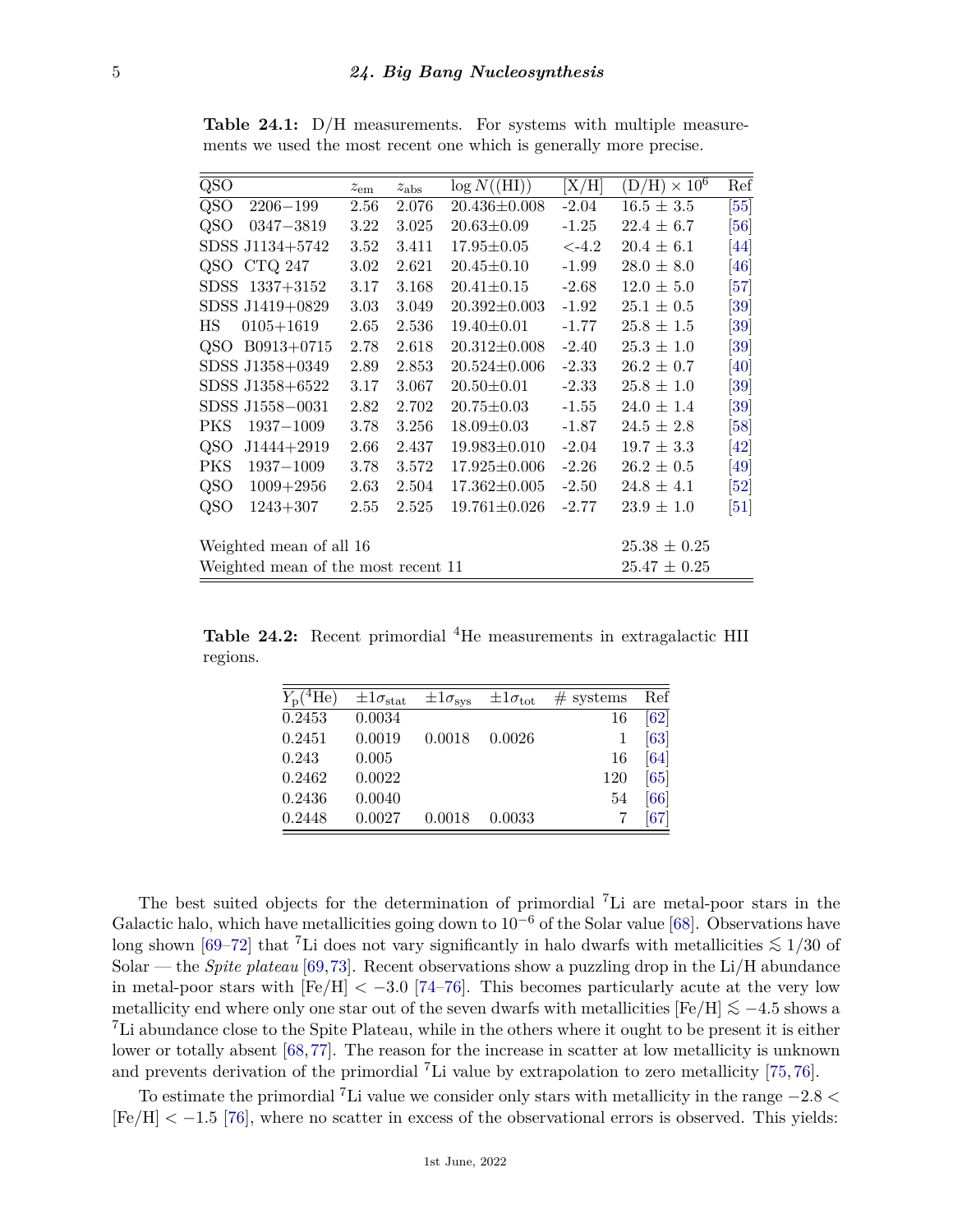**Table 24.1:** D/H measurements. For systems with multiple measurements we used the most recent one which is generally more precise.

| QSO | $z_{\rm em}$ | $z_{\rm abs}$ | $\log N((\rm HI))$ | [X/H] | $(\rm D/H)\times 10^6$ | Ref |
|---|---|---|---|---|---|---|
| QSO 2206−199 | 2.56 | 2.076 | 20.436±0.008 | -2.04 | 16.5 ± 3.5 | [55] |
| QSO 0347−3819 | 3.22 | 3.025 | 20.63±0.09 | -1.25 | 22.4 ± 6.7 | [56] |
| SDSS J1134+5742 | 3.52 | 3.411 | 17.95±0.05 | <-4.2 | 20.4 ± 6.1 | [44] |
| QSO CTQ 247 | 3.02 | 2.621 | 20.45±0.10 | -1.99 | 28.0 ± 8.0 | [46] |
| SDSS 1337+3152 | 3.17 | 3.168 | 20.41±0.15 | -2.68 | 12.0 ± 5.0 | [57] |
| SDSS J1419+0829 | 3.03 | 3.049 | 20.392±0.003 | -1.92 | 25.1 ± 0.5 | [39] |
| HS 0105+1619 | 2.65 | 2.536 | 19.40±0.01 | -1.77 | 25.8 ± 1.5 | [39] |
| QSO B0913+0715 | 2.78 | 2.618 | 20.312±0.008 | -2.40 | 25.3 ± 1.0 | [39] |
| SDSS J1358+0349 | 2.89 | 2.853 | 20.524±0.006 | -2.33 | 26.2 ± 0.7 | [40] |
| SDSS J1358+6522 | 3.17 | 3.067 | 20.50±0.01 | -2.33 | 25.8 ± 1.0 | [39] |
| SDSS J1558−0031 | 2.82 | 2.702 | 20.75±0.03 | -1.55 | 24.0 ± 1.4 | [39] |
| PKS 1937−1009 | 3.78 | 3.256 | 18.09±0.03 | -1.87 | 24.5 ± 2.8 | [58] |
| QSO J1444+2919 | 2.66 | 2.437 | 19.983±0.010 | -2.04 | 19.7 ± 3.3 | [42] |
| PKS 1937−1009 | 3.78 | 3.572 | 17.925±0.006 | -2.26 | 26.2 ± 0.5 | [49] |
| QSO 1009+2956 | 2.63 | 2.504 | 17.362±0.005 | -2.50 | 24.8 ± 4.1 | [52] |
| QSO 1243+307 | 2.55 | 2.525 | 19.761±0.026 | -2.77 | 23.9 ± 1.0 | [51] |
| Weighted mean of all 16 | | | | | 25.38 ± 0.25 | |
| Weighted mean of the most recent 11 | | | | | 25.47 ± 0.25 | |

**Table 24.2:** Recent primordial $^4$He measurements in extragalactic HII regions.

| $Y_{\rm p}(^4\rm He)$ | $\pm 1\sigma_{\rm stat}$ | $\pm 1\sigma_{\rm sys}$ | $\pm 1\sigma_{\rm tot}$ | # systems | Ref |
|---|---|---|---|---|---|
| 0.2453 | 0.0034 | | | 16 | [62] |
| 0.2451 | 0.0019 | 0.0018 | 0.0026 | 1 | [63] |
| 0.243 | 0.005 | | | 16 | [64] |
| 0.2462 | 0.0022 | | | 120 | [65] |
| 0.2436 | 0.0040 | | | 54 | [66] |
| 0.2448 | 0.0027 | 0.0018 | 0.0033 | 7 | [67] |

The best suited objects for the determination of primordial $^7$Li are metal-poor stars in the Galactic halo, which have metallicities going down to $10^{-6}$ of the Solar value [68]. Observations have long shown [69–72] that $^7$Li does not vary significantly in halo dwarfs with metallicities $\lesssim 1/30$ of Solar — the *Spite plateau* [69,73]. Recent observations show a puzzling drop in the Li/H abundance in metal-poor stars with $[\rm Fe/H] < -3.0$ [74–76]. This becomes particularly acute at the very low metallicity end where only one star out of the seven dwarfs with metallicities $[\rm Fe/H] \lesssim -4.5$ shows a $^7$Li abundance close to the Spite Plateau, while in the others where it ought to be present it is either lower or totally absent [68,77]. The reason for the increase in scatter at low metallicity is unknown and prevents derivation of the primordial $^7$Li value by extrapolation to zero metallicity [75,76].

To estimate the primordial $^7$Li value we consider only stars with metallicity in the range $-2.8 < [\rm Fe/H] < -1.5$ [76], where no scatter in excess of the observational errors is observed. This yields: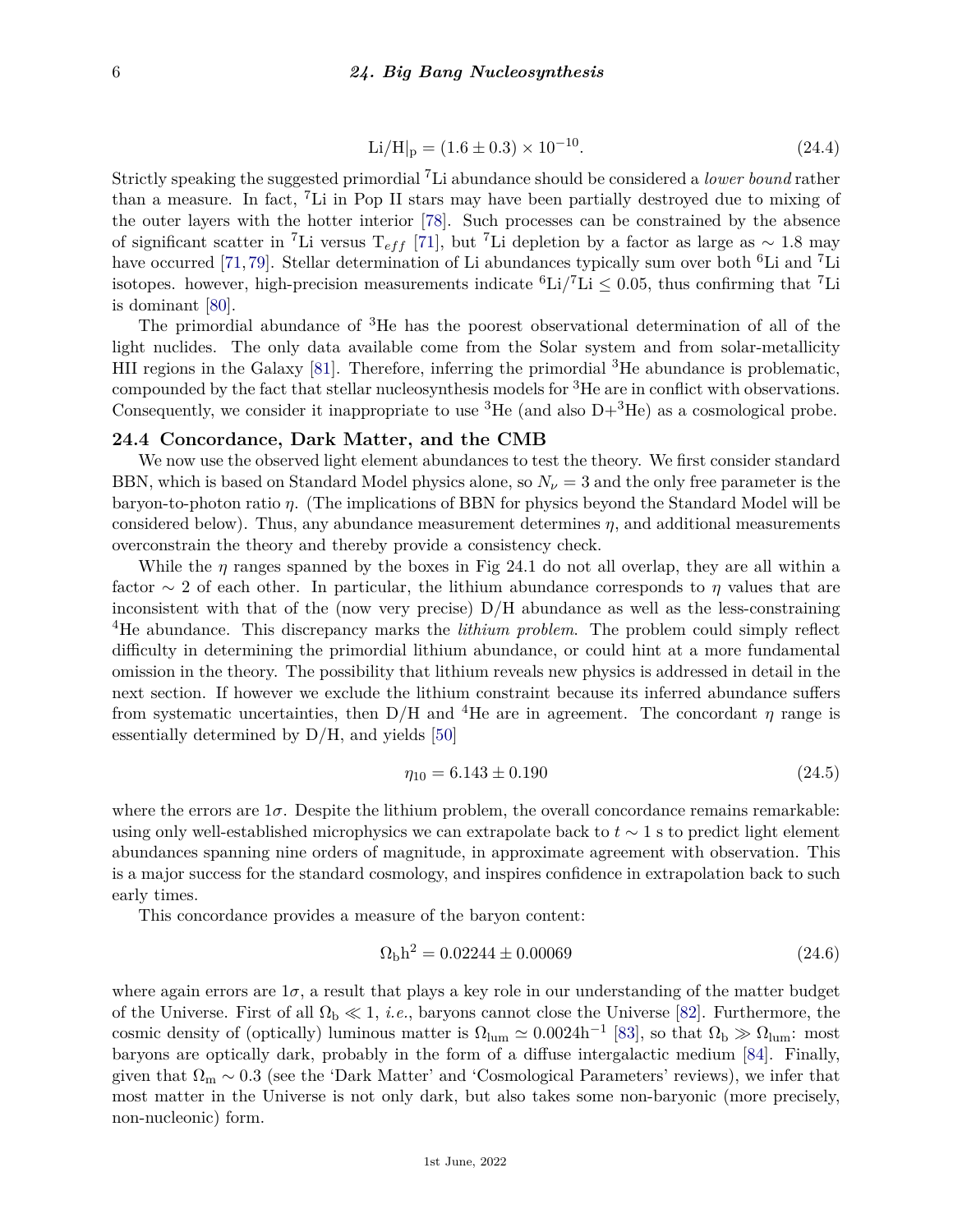$$\mathrm{Li/H}|_{\mathrm{p}} = (1.6 \pm 0.3) \times 10^{-10}. \tag{24.4}$$

Strictly speaking the suggested primordial $^7$Li abundance should be considered a *lower bound* rather than a measure. In fact, $^7$Li in Pop II stars may have been partially destroyed due to mixing of the outer layers with the hotter interior [78]. Such processes can be constrained by the absence of significant scatter in $^7$Li versus $T_{eff}$ [71], but $^7$Li depletion by a factor as large as $\sim 1.8$ may have occurred [71, 79]. Stellar determination of Li abundances typically sum over both $^6$Li and $^7$Li isotopes. however, high-precision measurements indicate $^6\mathrm{Li}/^7\mathrm{Li} \leq 0.05$, thus confirming that $^7$Li is dominant [80].

The primordial abundance of $^3$He has the poorest observational determination of all of the light nuclides. The only data available come from the Solar system and from solar-metallicity HII regions in the Galaxy [81]. Therefore, inferring the primordial $^3$He abundance is problematic, compounded by the fact that stellar nucleosynthesis models for $^3$He are in conflict with observations. Consequently, we consider it inappropriate to use $^3$He (and also D+$^3$He) as a cosmological probe.

## 24.4 Concordance, Dark Matter, and the CMB

We now use the observed light element abundances to test the theory. We first consider standard BBN, which is based on Standard Model physics alone, so $N_\nu = 3$ and the only free parameter is the baryon-to-photon ratio $\eta$. (The implications of BBN for physics beyond the Standard Model will be considered below). Thus, any abundance measurement determines $\eta$, and additional measurements overconstrain the theory and thereby provide a consistency check.

While the $\eta$ ranges spanned by the boxes in Fig 24.1 do not all overlap, they are all within a factor $\sim 2$ of each other. In particular, the lithium abundance corresponds to $\eta$ values that are inconsistent with that of the (now very precise) D/H abundance as well as the less-constraining $^4$He abundance. This discrepancy marks the *lithium problem*. The problem could simply reflect difficulty in determining the primordial lithium abundance, or could hint at a more fundamental omission in the theory. The possibility that lithium reveals new physics is addressed in detail in the next section. If however we exclude the lithium constraint because its inferred abundance suffers from systematic uncertainties, then D/H and $^4$He are in agreement. The concordant $\eta$ range is essentially determined by D/H, and yields [50]

$$\eta_{10} = 6.143 \pm 0.190 \tag{24.5}$$

where the errors are $1\sigma$. Despite the lithium problem, the overall concordance remains remarkable: using only well-established microphysics we can extrapolate back to $t \sim 1$ s to predict light element abundances spanning nine orders of magnitude, in approximate agreement with observation. This is a major success for the standard cosmology, and inspires confidence in extrapolation back to such early times.

This concordance provides a measure of the baryon content:

$$\Omega_{\mathrm{b}}\mathrm{h}^2 = 0.02244 \pm 0.00069 \tag{24.6}$$

where again errors are $1\sigma$, a result that plays a key role in our understanding of the matter budget of the Universe. First of all $\Omega_{\mathrm{b}} \ll 1$, *i.e.*, baryons cannot close the Universe [82]. Furthermore, the cosmic density of (optically) luminous matter is $\Omega_{\mathrm{lum}} \simeq 0.0024\mathrm{h}^{-1}$ [83], so that $\Omega_{\mathrm{b}} \gg \Omega_{\mathrm{lum}}$: most baryons are optically dark, probably in the form of a diffuse intergalactic medium [84]. Finally, given that $\Omega_{\mathrm{m}} \sim 0.3$ (see the 'Dark Matter' and 'Cosmological Parameters' reviews), we infer that most matter in the Universe is not only dark, but also takes some non-baryonic (more precisely, non-nucleonic) form.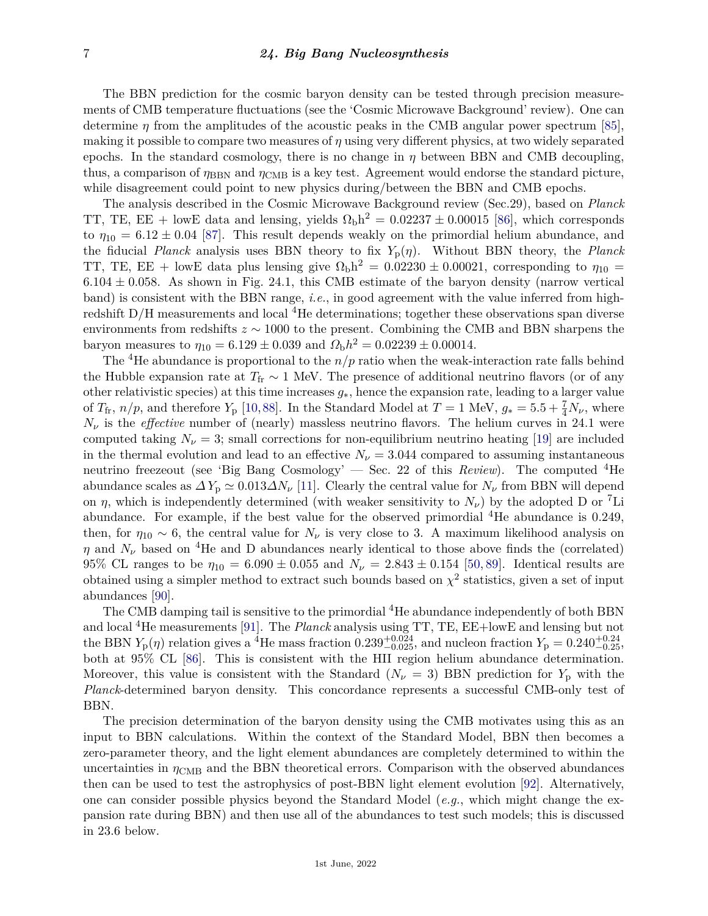The BBN prediction for the cosmic baryon density can be tested through precision measurements of CMB temperature fluctuations (see the 'Cosmic Microwave Background' review). One can determine $\eta$ from the amplitudes of the acoustic peaks in the CMB angular power spectrum [85], making it possible to compare two measures of $\eta$ using very different physics, at two widely separated epochs. In the standard cosmology, there is no change in $\eta$ between BBN and CMB decoupling, thus, a comparison of $\eta_{\rm BBN}$ and $\eta_{\rm CMB}$ is a key test. Agreement would endorse the standard picture, while disagreement could point to new physics during/between the BBN and CMB epochs.

The analysis described in the Cosmic Microwave Background review (Sec.29), based on *Planck* TT, TE, EE + lowE data and lensing, yields $\Omega_{\rm b}{\rm h}^2 = 0.02237 \pm 0.00015$ [86], which corresponds to $\eta_{10} = 6.12 \pm 0.04$ [87]. This result depends weakly on the primordial helium abundance, and the fiducial *Planck* analysis uses BBN theory to fix $Y_{\rm p}(\eta)$. Without BBN theory, the *Planck* TT, TE, EE + lowE data plus lensing give $\Omega_{\rm b}{\rm h}^2 = 0.02230 \pm 0.00021$, corresponding to $\eta_{10} = 6.104 \pm 0.058$. As shown in Fig. 24.1, this CMB estimate of the baryon density (narrow vertical band) is consistent with the BBN range, *i.e.*, in good agreement with the value inferred from high-redshift D/H measurements and local $^4$He determinations; together these observations span diverse environments from redshifts $z \sim 1000$ to the present. Combining the CMB and BBN sharpens the baryon measures to $\eta_{10} = 6.129 \pm 0.039$ and $\Omega_b h^2 = 0.02239 \pm 0.00014$.

The $^4$He abundance is proportional to the $n/p$ ratio when the weak-interaction rate falls behind the Hubble expansion rate at $T_{\rm fr} \sim 1$ MeV. The presence of additional neutrino flavors (or of any other relativistic species) at this time increases $g_*$, hence the expansion rate, leading to a larger value of $T_{\rm fr}$, $n/p$, and therefore $Y_{\rm p}$ [10, 88]. In the Standard Model at $T = 1$ MeV, $g_* = 5.5 + \frac{7}{4}N_\nu$, where $N_\nu$ is the *effective* number of (nearly) massless neutrino flavors. The helium curves in 24.1 were computed taking $N_\nu = 3$; small corrections for non-equilibrium neutrino heating [19] are included in the thermal evolution and lead to an effective $N_\nu = 3.044$ compared to assuming instantaneous neutrino freezeout (see 'Big Bang Cosmology' — Sec. 22 of this *Review*). The computed $^4$He abundance scales as $\varDelta Y_{\rm p} \simeq 0.013 \varDelta N_\nu$ [11]. Clearly the central value for $N_\nu$ from BBN will depend on $\eta$, which is independently determined (with weaker sensitivity to $N_\nu$) by the adopted D or $^7$Li abundance. For example, if the best value for the observed primordial $^4$He abundance is 0.249, then, for $\eta_{10} \sim 6$, the central value for $N_\nu$ is very close to 3. A maximum likelihood analysis on $\eta$ and $N_\nu$ based on $^4$He and D abundances nearly identical to those above finds the (correlated) 95% CL ranges to be $\eta_{10} = 6.090 \pm 0.055$ and $N_\nu = 2.843 \pm 0.154$ [50, 89]. Identical results are obtained using a simpler method to extract such bounds based on $\chi^2$ statistics, given a set of input abundances [90].

The CMB damping tail is sensitive to the primordial $^4$He abundance independently of both BBN and local $^4$He measurements [91]. The *Planck* analysis using TT, TE, EE+lowE and lensing but not the BBN $Y_{\rm p}(\eta)$ relation gives a $^4$He mass fraction $0.239^{+0.024}_{-0.025}$, and nucleon fraction $Y_{\rm p} = 0.240^{+0.24}_{-0.25}$, both at 95% CL [86]. This is consistent with the HII region helium abundance determination. Moreover, this value is consistent with the Standard ($N_\nu = 3$) BBN prediction for $Y_{\rm p}$ with the *Planck*-determined baryon density. This concordance represents a successful CMB-only test of BBN.

The precision determination of the baryon density using the CMB motivates using this as an input to BBN calculations. Within the context of the Standard Model, BBN then becomes a zero-parameter theory, and the light element abundances are completely determined to within the uncertainties in $\eta_{\rm CMB}$ and the BBN theoretical errors. Comparison with the observed abundances then can be used to test the astrophysics of post-BBN light element evolution [92]. Alternatively, one can consider possible physics beyond the Standard Model (*e.g.*, which might change the expansion rate during BBN) and then use all of the abundances to test such models; this is discussed in 23.6 below.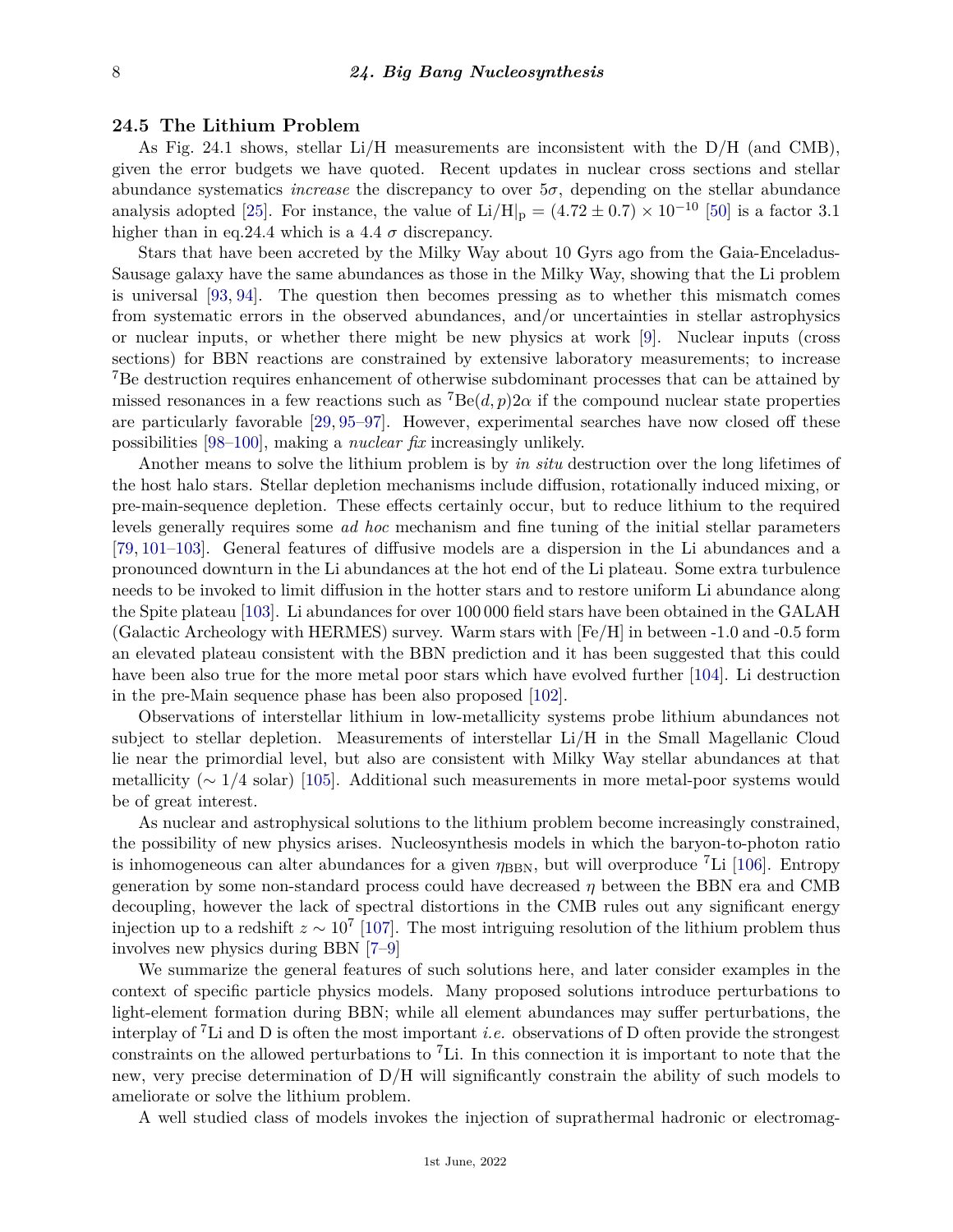## 24.5 The Lithium Problem

As Fig. 24.1 shows, stellar Li/H measurements are inconsistent with the D/H (and CMB), given the error budgets we have quoted. Recent updates in nuclear cross sections and stellar abundance systematics *increase* the discrepancy to over $5\sigma$, depending on the stellar abundance analysis adopted [25]. For instance, the value of $\mathrm{Li/H}|_{\mathrm{p}} = (4.72 \pm 0.7) \times 10^{-10}$ [50] is a factor 3.1 higher than in eq.24.4 which is a 4.4 $\sigma$ discrepancy.

Stars that have been accreted by the Milky Way about 10 Gyrs ago from the Gaia-Enceladus-Sausage galaxy have the same abundances as those in the Milky Way, showing that the Li problem is universal [93, 94]. The question then becomes pressing as to whether this mismatch comes from systematic errors in the observed abundances, and/or uncertainties in stellar astrophysics or nuclear inputs, or whether there might be new physics at work [9]. Nuclear inputs (cross sections) for BBN reactions are constrained by extensive laboratory measurements; to increase $^{7}\mathrm{Be}$ destruction requires enhancement of otherwise subdominant processes that can be attained by missed resonances in a few reactions such as $^{7}\mathrm{Be}(d,p)2\alpha$ if the compound nuclear state properties are particularly favorable [29, 95–97]. However, experimental searches have now closed off these possibilities [98–100], making a *nuclear fix* increasingly unlikely.

Another means to solve the lithium problem is by *in situ* destruction over the long lifetimes of the host halo stars. Stellar depletion mechanisms include diffusion, rotationally induced mixing, or pre-main-sequence depletion. These effects certainly occur, but to reduce lithium to the required levels generally requires some *ad hoc* mechanism and fine tuning of the initial stellar parameters [79, 101–103]. General features of diffusive models are a dispersion in the Li abundances and a pronounced downturn in the Li abundances at the hot end of the Li plateau. Some extra turbulence needs to be invoked to limit diffusion in the hotter stars and to restore uniform Li abundance along the Spite plateau [103]. Li abundances for over 100 000 field stars have been obtained in the GALAH (Galactic Archeology with HERMES) survey. Warm stars with [Fe/H] in between -1.0 and -0.5 form an elevated plateau consistent with the BBN prediction and it has been suggested that this could have been also true for the more metal poor stars which have evolved further [104]. Li destruction in the pre-Main sequence phase has been also proposed [102].

Observations of interstellar lithium in low-metallicity systems probe lithium abundances not subject to stellar depletion. Measurements of interstellar Li/H in the Small Magellanic Cloud lie near the primordial level, but also are consistent with Milky Way stellar abundances at that metallicity ($\sim 1/4$ solar) [105]. Additional such measurements in more metal-poor systems would be of great interest.

As nuclear and astrophysical solutions to the lithium problem become increasingly constrained, the possibility of new physics arises. Nucleosynthesis models in which the baryon-to-photon ratio is inhomogeneous can alter abundances for a given $\eta_{\mathrm{BBN}}$, but will overproduce $^{7}\mathrm{Li}$ [106]. Entropy generation by some non-standard process could have decreased $\eta$ between the BBN era and CMB decoupling, however the lack of spectral distortions in the CMB rules out any significant energy injection up to a redshift $z \sim 10^{7}$ [107]. The most intriguing resolution of the lithium problem thus involves new physics during BBN [7–9]

We summarize the general features of such solutions here, and later consider examples in the context of specific particle physics models. Many proposed solutions introduce perturbations to light-element formation during BBN; while all element abundances may suffer perturbations, the interplay of $^{7}\mathrm{Li}$ and D is often the most important *i.e.* observations of D often provide the strongest constraints on the allowed perturbations to $^{7}\mathrm{Li}$. In this connection it is important to note that the new, very precise determination of D/H will significantly constrain the ability of such models to ameliorate or solve the lithium problem.

A well studied class of models invokes the injection of suprathermal hadronic or electromag-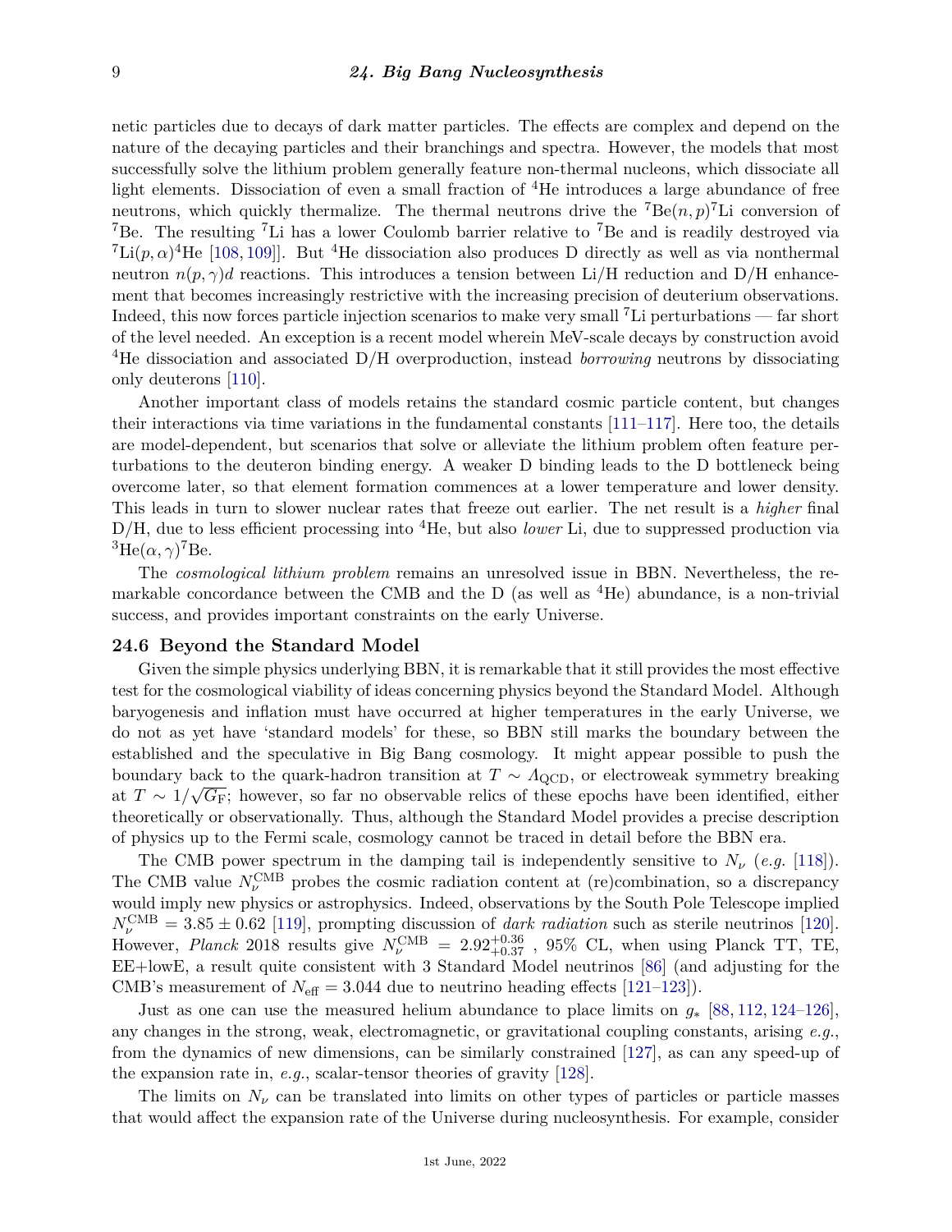netic particles due to decays of dark matter particles. The effects are complex and depend on the nature of the decaying particles and their branchings and spectra. However, the models that most successfully solve the lithium problem generally feature non-thermal nucleons, which dissociate all light elements. Dissociation of even a small fraction of $^4$He introduces a large abundance of free neutrons, which quickly thermalize. The thermal neutrons drive the $^7$Be$(n,p)^7$Li conversion of $^7$Be. The resulting $^7$Li has a lower Coulomb barrier relative to $^7$Be and is readily destroyed via $^7$Li$(p,\alpha)^4$He [108, 109]]. But $^4$He dissociation also produces D directly as well as via nonthermal neutron $n(p,\gamma)d$ reactions. This introduces a tension between Li/H reduction and D/H enhancement that becomes increasingly restrictive with the increasing precision of deuterium observations. Indeed, this now forces particle injection scenarios to make very small $^7$Li perturbations — far short of the level needed. An exception is a recent model wherein MeV-scale decays by construction avoid $^4$He dissociation and associated D/H overproduction, instead *borrowing* neutrons by dissociating only deuterons [110].

Another important class of models retains the standard cosmic particle content, but changes their interactions via time variations in the fundamental constants [111–117]. Here too, the details are model-dependent, but scenarios that solve or alleviate the lithium problem often feature perturbations to the deuteron binding energy. A weaker D binding leads to the D bottleneck being overcome later, so that element formation commences at a lower temperature and lower density. This leads in turn to slower nuclear rates that freeze out earlier. The net result is a *higher* final D/H, due to less efficient processing into $^4$He, but also *lower* Li, due to suppressed production via $^3$He$(\alpha,\gamma)^7$Be.

The *cosmological lithium problem* remains an unresolved issue in BBN. Nevertheless, the remarkable concordance between the CMB and the D (as well as $^4$He) abundance, is a non-trivial success, and provides important constraints on the early Universe.

## 24.6 Beyond the Standard Model

Given the simple physics underlying BBN, it is remarkable that it still provides the most effective test for the cosmological viability of ideas concerning physics beyond the Standard Model. Although baryogenesis and inflation must have occurred at higher temperatures in the early Universe, we do not as yet have 'standard models' for these, so BBN still marks the boundary between the established and the speculative in Big Bang cosmology. It might appear possible to push the boundary back to the quark-hadron transition at $T \sim \Lambda_{\rm QCD}$, or electroweak symmetry breaking at $T \sim 1/\sqrt{G_{\rm F}}$; however, so far no observable relics of these epochs have been identified, either theoretically or observationally. Thus, although the Standard Model provides a precise description of physics up to the Fermi scale, cosmology cannot be traced in detail before the BBN era.

The CMB power spectrum in the damping tail is independently sensitive to $N_\nu$ (*e.g.* [118]). The CMB value $N_\nu^{\rm CMB}$ probes the cosmic radiation content at (re)combination, so a discrepancy would imply new physics or astrophysics. Indeed, observations by the South Pole Telescope implied $N_\nu^{\rm CMB} = 3.85 \pm 0.62$ [119], prompting discussion of *dark radiation* such as sterile neutrinos [120]. However, *Planck* 2018 results give $N_\nu^{\rm CMB} = 2.92^{+0.36}_{+0.37}$ , 95% CL, when using Planck TT, TE, EE+lowE, a result quite consistent with 3 Standard Model neutrinos [86] (and adjusting for the CMB's measurement of $N_{\rm eff} = 3.044$ due to neutrino heading effects [121–123]).

Just as one can use the measured helium abundance to place limits on $g_*$ [88, 112, 124–126], any changes in the strong, weak, electromagnetic, or gravitational coupling constants, arising *e.g.*, from the dynamics of new dimensions, can be similarly constrained [127], as can any speed-up of the expansion rate in, *e.g.*, scalar-tensor theories of gravity [128].

The limits on $N_\nu$ can be translated into limits on other types of particles or particle masses that would affect the expansion rate of the Universe during nucleosynthesis. For example, consider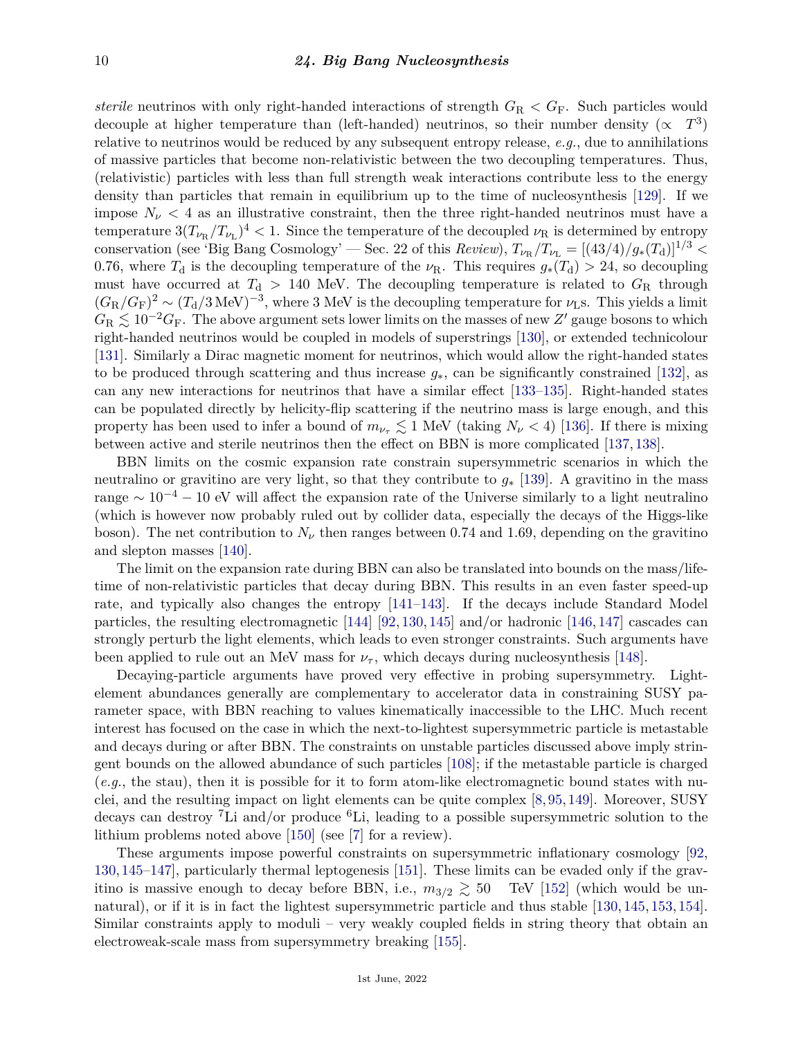*sterile* neutrinos with only right-handed interactions of strength $G_R < G_F$. Such particles would decouple at higher temperature than (left-handed) neutrinos, so their number density ($\propto T^3$) relative to neutrinos would be reduced by any subsequent entropy release, *e.g.*, due to annihilations of massive particles that become non-relativistic between the two decoupling temperatures. Thus, (relativistic) particles with less than full strength weak interactions contribute less to the energy density than particles that remain in equilibrium up to the time of nucleosynthesis [129]. If we impose $N_\nu < 4$ as an illustrative constraint, then the three right-handed neutrinos must have a temperature $3(T_{\nu_R}/T_{\nu_L})^4 < 1$. Since the temperature of the decoupled $\nu_R$ is determined by entropy conservation (see 'Big Bang Cosmology' — Sec. 22 of this *Review*), $T_{\nu_R}/T_{\nu_L} = [(43/4)/g_*(T_d)]^{1/3} < 0.76$, where $T_d$ is the decoupling temperature of the $\nu_R$. This requires $g_*(T_d) > 24$, so decoupling must have occurred at $T_d > 140$ MeV. The decoupling temperature is related to $G_R$ through $(G_R/G_F)^2 \sim (T_d/3\,\text{MeV})^{-3}$, where 3 MeV is the decoupling temperature for $\nu_L$s. This yields a limit $G_R \lesssim 10^{-2} G_F$. The above argument sets lower limits on the masses of new $Z'$ gauge bosons to which right-handed neutrinos would be coupled in models of superstrings [130], or extended technicolour [131]. Similarly a Dirac magnetic moment for neutrinos, which would allow the right-handed states to be produced through scattering and thus increase $g_*$, can be significantly constrained [132], as can any new interactions for neutrinos that have a similar effect [133–135]. Right-handed states can be populated directly by helicity-flip scattering if the neutrino mass is large enough, and this property has been used to infer a bound of $m_{\nu_\tau} \lesssim 1$ MeV (taking $N_\nu < 4$) [136]. If there is mixing between active and sterile neutrinos then the effect on BBN is more complicated [137, 138].

BBN limits on the cosmic expansion rate constrain supersymmetric scenarios in which the neutralino or gravitino are very light, so that they contribute to $g_*$ [139]. A gravitino in the mass range $\sim 10^{-4} - 10$ eV will affect the expansion rate of the Universe similarly to a light neutralino (which is however now probably ruled out by collider data, especially the decays of the Higgs-like boson). The net contribution to $N_\nu$ then ranges between 0.74 and 1.69, depending on the gravitino and slepton masses [140].

The limit on the expansion rate during BBN can also be translated into bounds on the mass/lifetime of non-relativistic particles that decay during BBN. This results in an even faster speed-up rate, and typically also changes the entropy [141–143]. If the decays include Standard Model particles, the resulting electromagnetic [144] [92, 130, 145] and/or hadronic [146, 147] cascades can strongly perturb the light elements, which leads to even stronger constraints. Such arguments have been applied to rule out an MeV mass for $\nu_\tau$, which decays during nucleosynthesis [148].

Decaying-particle arguments have proved very effective in probing supersymmetry. Light-element abundances generally are complementary to accelerator data in constraining SUSY parameter space, with BBN reaching to values kinematically inaccessible to the LHC. Much recent interest has focused on the case in which the next-to-lightest supersymmetric particle is metastable and decays during or after BBN. The constraints on unstable particles discussed above imply stringent bounds on the allowed abundance of such particles [108]; if the metastable particle is charged (*e.g.*, the stau), then it is possible for it to form atom-like electromagnetic bound states with nuclei, and the resulting impact on light elements can be quite complex [8, 95, 149]. Moreover, SUSY decays can destroy $^7$Li and/or produce $^6$Li, leading to a possible supersymmetric solution to the lithium problems noted above [150] (see [7] for a review).

These arguments impose powerful constraints on supersymmetric inflationary cosmology [92, 130, 145–147], particularly thermal leptogenesis [151]. These limits can be evaded only if the gravitino is massive enough to decay before BBN, i.e., $m_{3/2} \gtrsim 50$ TeV [152] (which would be unnatural), or if it is in fact the lightest supersymmetric particle and thus stable [130, 145, 153, 154]. Similar constraints apply to moduli – very weakly coupled fields in string theory that obtain an electroweak-scale mass from supersymmetry breaking [155].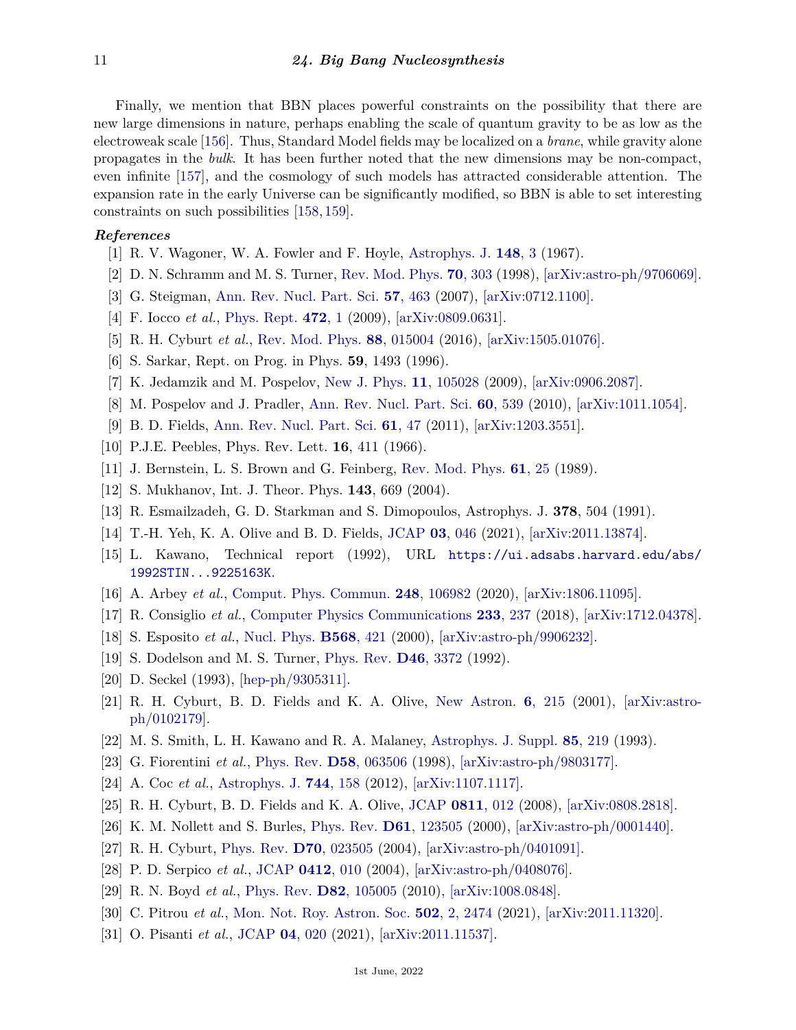Finally, we mention that BBN places powerful constraints on the possibility that there are new large dimensions in nature, perhaps enabling the scale of quantum gravity to be as low as the electroweak scale [156]. Thus, Standard Model fields may be localized on a *brane*, while gravity alone propagates in the *bulk*. It has been further noted that the new dimensions may be non-compact, even infinite [157], and the cosmology of such models has attracted considerable attention. The expansion rate in the early Universe can be significantly modified, so BBN is able to set interesting constraints on such possibilities [158, 159].

***References***

[1] R. V. Wagoner, W. A. Fowler and F. Hoyle, Astrophys. J. **148**, 3 (1967).

[2] D. N. Schramm and M. S. Turner, Rev. Mod. Phys. **70**, 303 (1998), [arXiv:astro-ph/9706069].

[3] G. Steigman, Ann. Rev. Nucl. Part. Sci. **57**, 463 (2007), [arXiv:0712.1100].

[4] F. Iocco *et al.*, Phys. Rept. **472**, 1 (2009), [arXiv:0809.0631].

[5] R. H. Cyburt *et al.*, Rev. Mod. Phys. **88**, 015004 (2016), [arXiv:1505.01076].

[6] S. Sarkar, Rept. on Prog. in Phys. **59**, 1493 (1996).

[7] K. Jedamzik and M. Pospelov, New J. Phys. **11**, 105028 (2009), [arXiv:0906.2087].

[8] M. Pospelov and J. Pradler, Ann. Rev. Nucl. Part. Sci. **60**, 539 (2010), [arXiv:1011.1054].

[9] B. D. Fields, Ann. Rev. Nucl. Part. Sci. **61**, 47 (2011), [arXiv:1203.3551].

[10] P.J.E. Peebles, Phys. Rev. Lett. **16**, 411 (1966).

[11] J. Bernstein, L. S. Brown and G. Feinberg, Rev. Mod. Phys. **61**, 25 (1989).

[12] S. Mukhanov, Int. J. Theor. Phys. **143**, 669 (2004).

[13] R. Esmailzadeh, G. D. Starkman and S. Dimopoulos, Astrophys. J. **378**, 504 (1991).

[14] T.-H. Yeh, K. A. Olive and B. D. Fields, JCAP **03**, 046 (2021), [arXiv:2011.13874].

[15] L. Kawano, Technical report (1992), URL `https://ui.adsabs.harvard.edu/abs/1992STIN...9225163K`.

[16] A. Arbey *et al.*, Comput. Phys. Commun. **248**, 106982 (2020), [arXiv:1806.11095].

[17] R. Consiglio *et al.*, Computer Physics Communications **233**, 237 (2018), [arXiv:1712.04378].

[18] S. Esposito *et al.*, Nucl. Phys. **B568**, 421 (2000), [arXiv:astro-ph/9906232].

[19] S. Dodelson and M. S. Turner, Phys. Rev. **D46**, 3372 (1992).

[20] D. Seckel (1993), [hep-ph/9305311].

[21] R. H. Cyburt, B. D. Fields and K. A. Olive, New Astron. **6**, 215 (2001), [arXiv:astro-ph/0102179].

[22] M. S. Smith, L. H. Kawano and R. A. Malaney, Astrophys. J. Suppl. **85**, 219 (1993).

[23] G. Fiorentini *et al.*, Phys. Rev. **D58**, 063506 (1998), [arXiv:astro-ph/9803177].

[24] A. Coc *et al.*, Astrophys. J. **744**, 158 (2012), [arXiv:1107.1117].

[25] R. H. Cyburt, B. D. Fields and K. A. Olive, JCAP **0811**, 012 (2008), [arXiv:0808.2818].

[26] K. M. Nollett and S. Burles, Phys. Rev. **D61**, 123505 (2000), [arXiv:astro-ph/0001440].

[27] R. H. Cyburt, Phys. Rev. **D70**, 023505 (2004), [arXiv:astro-ph/0401091].

[28] P. D. Serpico *et al.*, JCAP **0412**, 010 (2004), [arXiv:astro-ph/0408076].

[29] R. N. Boyd *et al.*, Phys. Rev. **D82**, 105005 (2010), [arXiv:1008.0848].

[30] C. Pitrou *et al.*, Mon. Not. Roy. Astron. Soc. **502**, 2, 2474 (2021), [arXiv:2011.11320].

[31] O. Pisanti *et al.*, JCAP **04**, 020 (2021), [arXiv:2011.11537].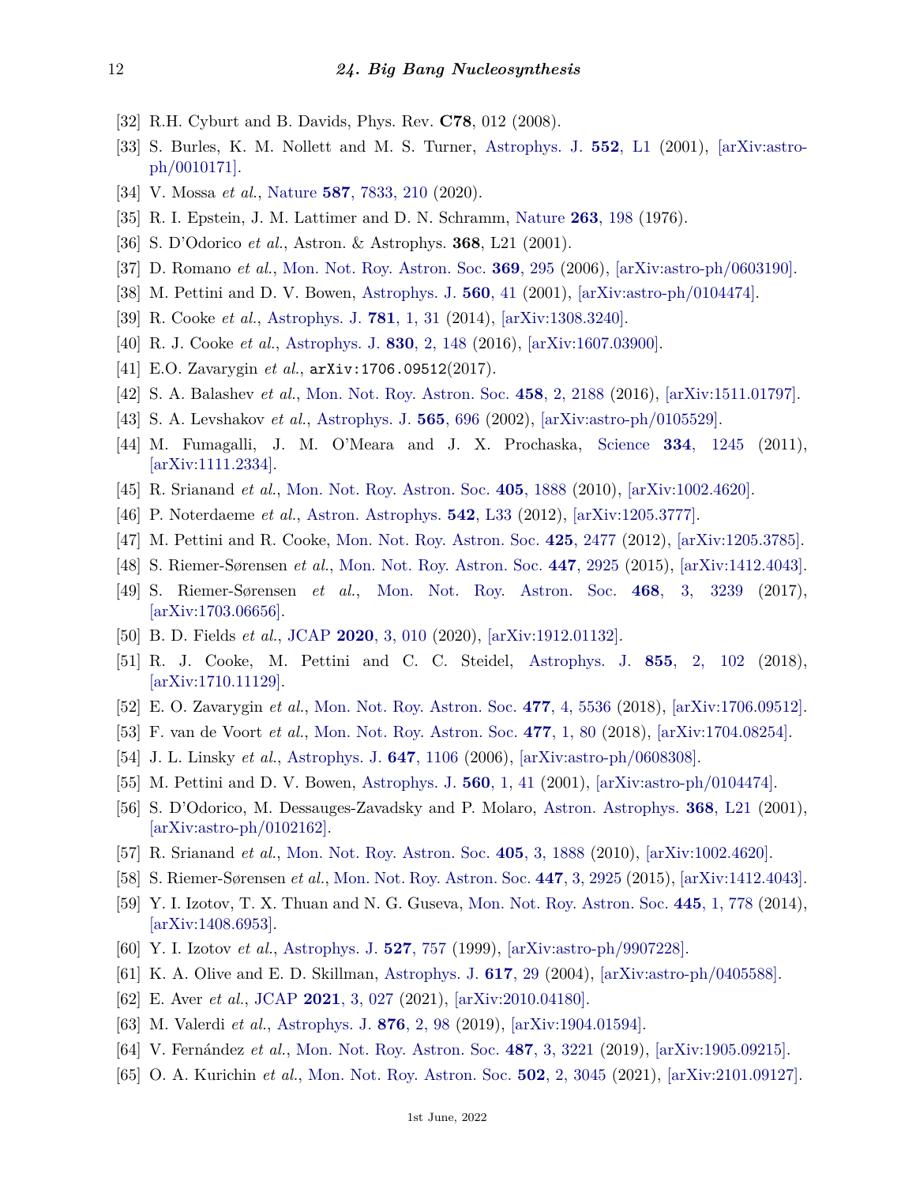[32] R.H. Cyburt and B. Davids, Phys. Rev. **C78**, 012 (2008).

[33] S. Burles, K. M. Nollett and M. S. Turner, Astrophys. J. **552**, L1 (2001), [arXiv:astro-ph/0010171].

[34] V. Mossa *et al.*, Nature **587**, 7833, 210 (2020).

[35] R. I. Epstein, J. M. Lattimer and D. N. Schramm, Nature **263**, 198 (1976).

[36] S. D'Odorico *et al.*, Astron. & Astrophys. **368**, L21 (2001).

[37] D. Romano *et al.*, Mon. Not. Roy. Astron. Soc. **369**, 295 (2006), [arXiv:astro-ph/0603190].

[38] M. Pettini and D. V. Bowen, Astrophys. J. **560**, 41 (2001), [arXiv:astro-ph/0104474].

[39] R. Cooke *et al.*, Astrophys. J. **781**, 1, 31 (2014), [arXiv:1308.3240].

[40] R. J. Cooke *et al.*, Astrophys. J. **830**, 2, 148 (2016), [arXiv:1607.03900].

[41] E.O. Zavarygin *et al.*, arXiv:1706.09512(2017).

[42] S. A. Balashev *et al.*, Mon. Not. Roy. Astron. Soc. **458**, 2, 2188 (2016), [arXiv:1511.01797].

[43] S. A. Levshakov *et al.*, Astrophys. J. **565**, 696 (2002), [arXiv:astro-ph/0105529].

[44] M. Fumagalli, J. M. O'Meara and J. X. Prochaska, Science **334**, 1245 (2011), [arXiv:1111.2334].

[45] R. Srianand *et al.*, Mon. Not. Roy. Astron. Soc. **405**, 1888 (2010), [arXiv:1002.4620].

[46] P. Noterdaeme *et al.*, Astron. Astrophys. **542**, L33 (2012), [arXiv:1205.3777].

[47] M. Pettini and R. Cooke, Mon. Not. Roy. Astron. Soc. **425**, 2477 (2012), [arXiv:1205.3785].

[48] S. Riemer-Sørensen *et al.*, Mon. Not. Roy. Astron. Soc. **447**, 2925 (2015), [arXiv:1412.4043].

[49] S. Riemer-Sørensen *et al.*, Mon. Not. Roy. Astron. Soc. **468**, 3, 3239 (2017), [arXiv:1703.06656].

[50] B. D. Fields *et al.*, JCAP **2020**, 3, 010 (2020), [arXiv:1912.01132].

[51] R. J. Cooke, M. Pettini and C. C. Steidel, Astrophys. J. **855**, 2, 102 (2018), [arXiv:1710.11129].

[52] E. O. Zavarygin *et al.*, Mon. Not. Roy. Astron. Soc. **477**, 4, 5536 (2018), [arXiv:1706.09512].

[53] F. van de Voort *et al.*, Mon. Not. Roy. Astron. Soc. **477**, 1, 80 (2018), [arXiv:1704.08254].

[54] J. L. Linsky *et al.*, Astrophys. J. **647**, 1106 (2006), [arXiv:astro-ph/0608308].

[55] M. Pettini and D. V. Bowen, Astrophys. J. **560**, 1, 41 (2001), [arXiv:astro-ph/0104474].

[56] S. D'Odorico, M. Dessauges-Zavadsky and P. Molaro, Astron. Astrophys. **368**, L21 (2001), [arXiv:astro-ph/0102162].

[57] R. Srianand *et al.*, Mon. Not. Roy. Astron. Soc. **405**, 3, 1888 (2010), [arXiv:1002.4620].

[58] S. Riemer-Sørensen *et al.*, Mon. Not. Roy. Astron. Soc. **447**, 3, 2925 (2015), [arXiv:1412.4043].

[59] Y. I. Izotov, T. X. Thuan and N. G. Guseva, Mon. Not. Roy. Astron. Soc. **445**, 1, 778 (2014), [arXiv:1408.6953].

[60] Y. I. Izotov *et al.*, Astrophys. J. **527**, 757 (1999), [arXiv:astro-ph/9907228].

[61] K. A. Olive and E. D. Skillman, Astrophys. J. **617**, 29 (2004), [arXiv:astro-ph/0405588].

[62] E. Aver *et al.*, JCAP **2021**, 3, 027 (2021), [arXiv:2010.04180].

[63] M. Valerdi *et al.*, Astrophys. J. **876**, 2, 98 (2019), [arXiv:1904.01594].

[64] V. Fernández *et al.*, Mon. Not. Roy. Astron. Soc. **487**, 3, 3221 (2019), [arXiv:1905.09215].

[65] O. A. Kurichin *et al.*, Mon. Not. Roy. Astron. Soc. **502**, 2, 3045 (2021), [arXiv:2101.09127].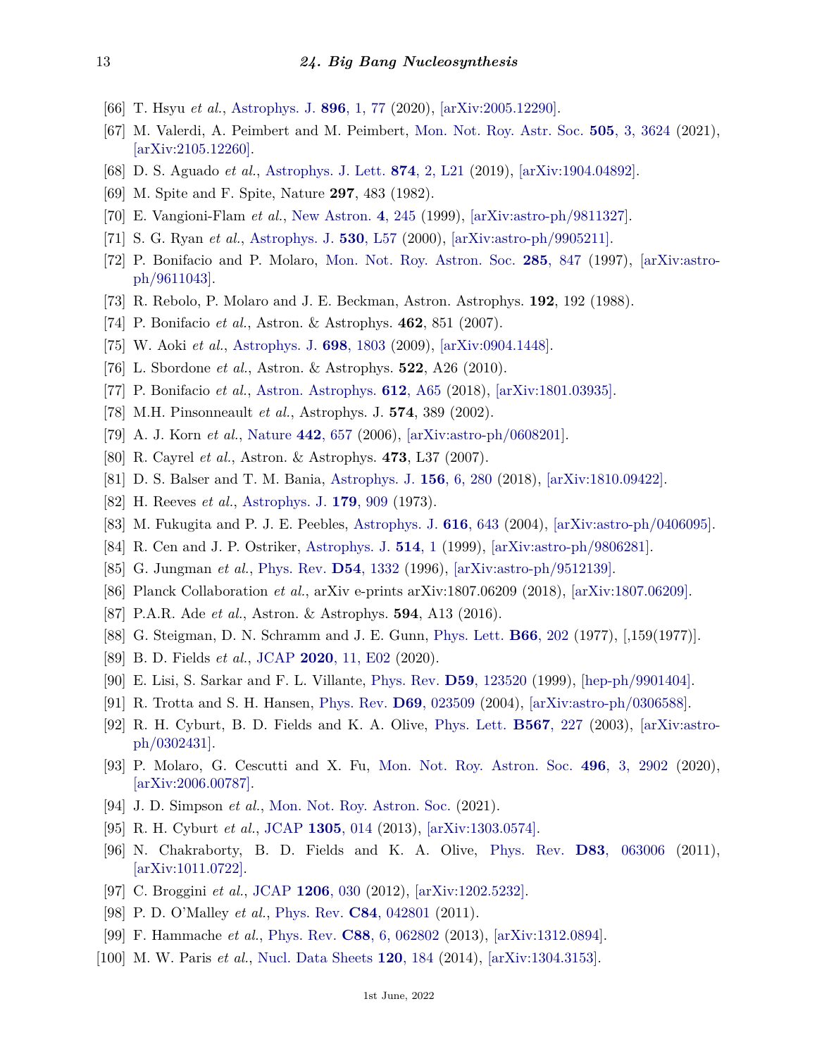[66] T. Hsyu *et al.*, Astrophys. J. **896**, 1, 77 (2020), [arXiv:2005.12290].

[67] M. Valerdi, A. Peimbert and M. Peimbert, Mon. Not. Roy. Astr. Soc. **505**, 3, 3624 (2021), [arXiv:2105.12260].

[68] D. S. Aguado *et al.*, Astrophys. J. Lett. **874**, 2, L21 (2019), [arXiv:1904.04892].

[69] M. Spite and F. Spite, Nature **297**, 483 (1982).

[70] E. Vangioni-Flam *et al.*, New Astron. **4**, 245 (1999), [arXiv:astro-ph/9811327].

[71] S. G. Ryan *et al.*, Astrophys. J. **530**, L57 (2000), [arXiv:astro-ph/9905211].

[72] P. Bonifacio and P. Molaro, Mon. Not. Roy. Astron. Soc. **285**, 847 (1997), [arXiv:astro-ph/9611043].

[73] R. Rebolo, P. Molaro and J. E. Beckman, Astron. Astrophys. **192**, 192 (1988).

[74] P. Bonifacio *et al.*, Astron. & Astrophys. **462**, 851 (2007).

[75] W. Aoki *et al.*, Astrophys. J. **698**, 1803 (2009), [arXiv:0904.1448].

[76] L. Sbordone *et al.*, Astron. & Astrophys. **522**, A26 (2010).

[77] P. Bonifacio *et al.*, Astron. Astrophys. **612**, A65 (2018), [arXiv:1801.03935].

[78] M.H. Pinsonneault *et al.*, Astrophys. J. **574**, 389 (2002).

[79] A. J. Korn *et al.*, Nature **442**, 657 (2006), [arXiv:astro-ph/0608201].

[80] R. Cayrel *et al.*, Astron. & Astrophys. **473**, L37 (2007).

[81] D. S. Balser and T. M. Bania, Astrophys. J. **156**, 6, 280 (2018), [arXiv:1810.09422].

[82] H. Reeves *et al.*, Astrophys. J. **179**, 909 (1973).

[83] M. Fukugita and P. J. E. Peebles, Astrophys. J. **616**, 643 (2004), [arXiv:astro-ph/0406095].

[84] R. Cen and J. P. Ostriker, Astrophys. J. **514**, 1 (1999), [arXiv:astro-ph/9806281].

[85] G. Jungman *et al.*, Phys. Rev. **D54**, 1332 (1996), [arXiv:astro-ph/9512139].

[86] Planck Collaboration *et al.*, arXiv e-prints arXiv:1807.06209 (2018), [arXiv:1807.06209].

[87] P.A.R. Ade *et al.*, Astron. & Astrophys. **594**, A13 (2016).

[88] G. Steigman, D. N. Schramm and J. E. Gunn, Phys. Lett. **B66**, 202 (1977), [,159(1977)].

[89] B. D. Fields *et al.*, JCAP **2020**, 11, E02 (2020).

[90] E. Lisi, S. Sarkar and F. L. Villante, Phys. Rev. **D59**, 123520 (1999), [hep-ph/9901404].

[91] R. Trotta and S. H. Hansen, Phys. Rev. **D69**, 023509 (2004), [arXiv:astro-ph/0306588].

[92] R. H. Cyburt, B. D. Fields and K. A. Olive, Phys. Lett. **B567**, 227 (2003), [arXiv:astro-ph/0302431].

[93] P. Molaro, G. Cescutti and X. Fu, Mon. Not. Roy. Astron. Soc. **496**, 3, 2902 (2020), [arXiv:2006.00787].

[94] J. D. Simpson *et al.*, Mon. Not. Roy. Astron. Soc. (2021).

[95] R. H. Cyburt *et al.*, JCAP **1305**, 014 (2013), [arXiv:1303.0574].

[96] N. Chakraborty, B. D. Fields and K. A. Olive, Phys. Rev. **D83**, 063006 (2011), [arXiv:1011.0722].

[97] C. Broggini *et al.*, JCAP **1206**, 030 (2012), [arXiv:1202.5232].

[98] P. D. O'Malley *et al.*, Phys. Rev. **C84**, 042801 (2011).

[99] F. Hammache *et al.*, Phys. Rev. **C88**, 6, 062802 (2013), [arXiv:1312.0894].

[100] M. W. Paris *et al.*, Nucl. Data Sheets **120**, 184 (2014), [arXiv:1304.3153].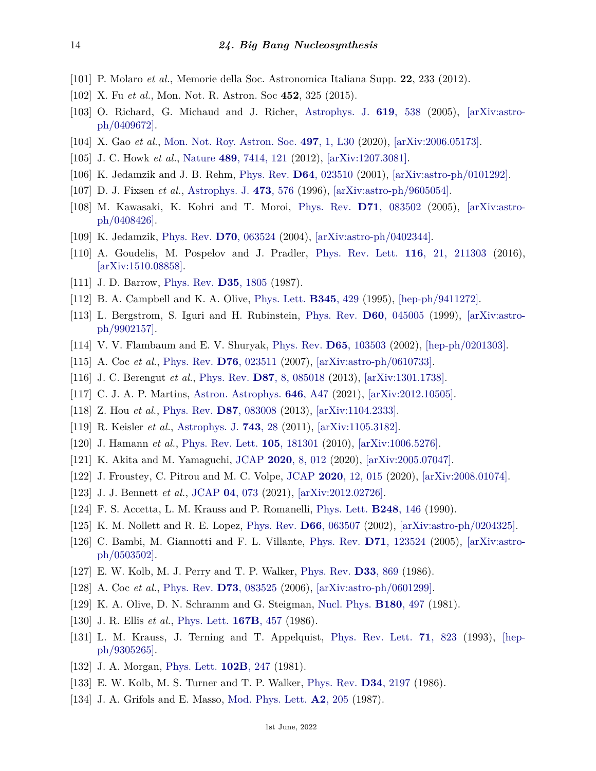[101] P. Molaro *et al.*, Memorie della Soc. Astronomica Italiana Supp. **22**, 233 (2012).

[102] X. Fu *et al.*, Mon. Not. R. Astron. Soc **452**, 325 (2015).

[103] O. Richard, G. Michaud and J. Richer, Astrophys. J. **619**, 538 (2005), [arXiv:astro-ph/0409672].

[104] X. Gao *et al.*, Mon. Not. Roy. Astron. Soc. **497**, 1, L30 (2020), [arXiv:2006.05173].

[105] J. C. Howk *et al.*, Nature **489**, 7414, 121 (2012), [arXiv:1207.3081].

[106] K. Jedamzik and J. B. Rehm, Phys. Rev. **D64**, 023510 (2001), [arXiv:astro-ph/0101292].

[107] D. J. Fixsen *et al.*, Astrophys. J. **473**, 576 (1996), [arXiv:astro-ph/9605054].

[108] M. Kawasaki, K. Kohri and T. Moroi, Phys. Rev. **D71**, 083502 (2005), [arXiv:astro-ph/0408426].

[109] K. Jedamzik, Phys. Rev. **D70**, 063524 (2004), [arXiv:astro-ph/0402344].

[110] A. Goudelis, M. Pospelov and J. Pradler, Phys. Rev. Lett. **116**, 21, 211303 (2016), [arXiv:1510.08858].

[111] J. D. Barrow, Phys. Rev. **D35**, 1805 (1987).

[112] B. A. Campbell and K. A. Olive, Phys. Lett. **B345**, 429 (1995), [hep-ph/9411272].

[113] L. Bergstrom, S. Iguri and H. Rubinstein, Phys. Rev. **D60**, 045005 (1999), [arXiv:astro-ph/9902157].

[114] V. V. Flambaum and E. V. Shuryak, Phys. Rev. **D65**, 103503 (2002), [hep-ph/0201303].

[115] A. Coc *et al.*, Phys. Rev. **D76**, 023511 (2007), [arXiv:astro-ph/0610733].

[116] J. C. Berengut *et al.*, Phys. Rev. **D87**, 8, 085018 (2013), [arXiv:1301.1738].

[117] C. J. A. P. Martins, Astron. Astrophys. **646**, A47 (2021), [arXiv:2012.10505].

[118] Z. Hou *et al.*, Phys. Rev. **D87**, 083008 (2013), [arXiv:1104.2333].

[119] R. Keisler *et al.*, Astrophys. J. **743**, 28 (2011), [arXiv:1105.3182].

[120] J. Hamann *et al.*, Phys. Rev. Lett. **105**, 181301 (2010), [arXiv:1006.5276].

[121] K. Akita and M. Yamaguchi, JCAP **2020**, 8, 012 (2020), [arXiv:2005.07047].

[122] J. Froustey, C. Pitrou and M. C. Volpe, JCAP **2020**, 12, 015 (2020), [arXiv:2008.01074].

[123] J. J. Bennett *et al.*, JCAP **04**, 073 (2021), [arXiv:2012.02726].

[124] F. S. Accetta, L. M. Krauss and P. Romanelli, Phys. Lett. **B248**, 146 (1990).

[125] K. M. Nollett and R. E. Lopez, Phys. Rev. **D66**, 063507 (2002), [arXiv:astro-ph/0204325].

[126] C. Bambi, M. Giannotti and F. L. Villante, Phys. Rev. **D71**, 123524 (2005), [arXiv:astro-ph/0503502].

[127] E. W. Kolb, M. J. Perry and T. P. Walker, Phys. Rev. **D33**, 869 (1986).

[128] A. Coc *et al.*, Phys. Rev. **D73**, 083525 (2006), [arXiv:astro-ph/0601299].

[129] K. A. Olive, D. N. Schramm and G. Steigman, Nucl. Phys. **B180**, 497 (1981).

[130] J. R. Ellis *et al.*, Phys. Lett. **167B**, 457 (1986).

[131] L. M. Krauss, J. Terning and T. Appelquist, Phys. Rev. Lett. **71**, 823 (1993), [hep-ph/9305265].

[132] J. A. Morgan, Phys. Lett. **102B**, 247 (1981).

[133] E. W. Kolb, M. S. Turner and T. P. Walker, Phys. Rev. **D34**, 2197 (1986).

[134] J. A. Grifols and E. Masso, Mod. Phys. Lett. **A2**, 205 (1987).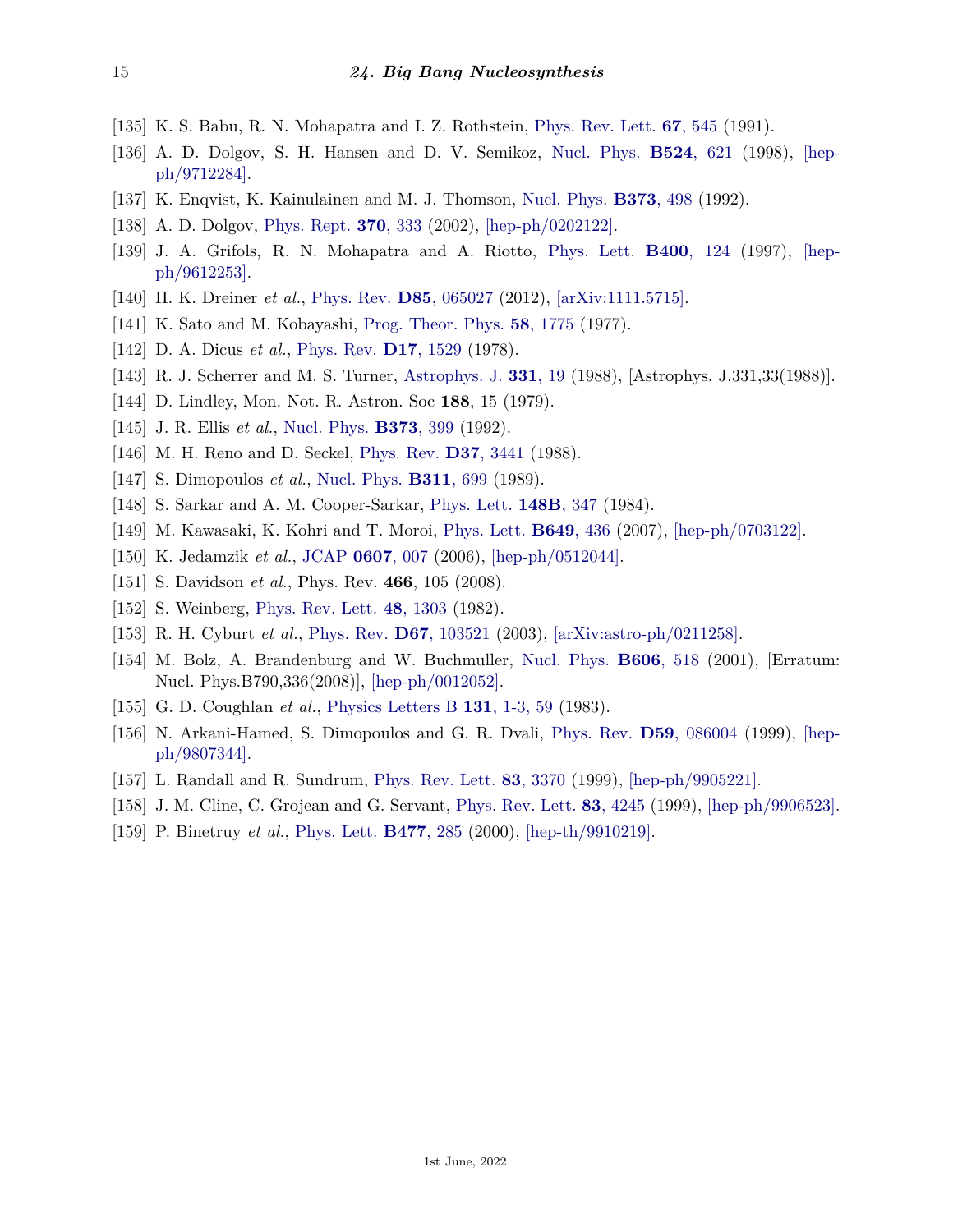[135] K. S. Babu, R. N. Mohapatra and I. Z. Rothstein, Phys. Rev. Lett. **67**, 545 (1991).

[136] A. D. Dolgov, S. H. Hansen and D. V. Semikoz, Nucl. Phys. **B524**, 621 (1998), [hep-ph/9712284].

[137] K. Enqvist, K. Kainulainen and M. J. Thomson, Nucl. Phys. **B373**, 498 (1992).

[138] A. D. Dolgov, Phys. Rept. **370**, 333 (2002), [hep-ph/0202122].

[139] J. A. Grifols, R. N. Mohapatra and A. Riotto, Phys. Lett. **B400**, 124 (1997), [hep-ph/9612253].

[140] H. K. Dreiner *et al.*, Phys. Rev. **D85**, 065027 (2012), [arXiv:1111.5715].

[141] K. Sato and M. Kobayashi, Prog. Theor. Phys. **58**, 1775 (1977).

[142] D. A. Dicus *et al.*, Phys. Rev. **D17**, 1529 (1978).

[143] R. J. Scherrer and M. S. Turner, Astrophys. J. **331**, 19 (1988), [Astrophys. J.331,33(1988)].

[144] D. Lindley, Mon. Not. R. Astron. Soc **188**, 15 (1979).

[145] J. R. Ellis *et al.*, Nucl. Phys. **B373**, 399 (1992).

[146] M. H. Reno and D. Seckel, Phys. Rev. **D37**, 3441 (1988).

[147] S. Dimopoulos *et al.*, Nucl. Phys. **B311**, 699 (1989).

[148] S. Sarkar and A. M. Cooper-Sarkar, Phys. Lett. **148B**, 347 (1984).

[149] M. Kawasaki, K. Kohri and T. Moroi, Phys. Lett. **B649**, 436 (2007), [hep-ph/0703122].

[150] K. Jedamzik *et al.*, JCAP **0607**, 007 (2006), [hep-ph/0512044].

[151] S. Davidson *et al.*, Phys. Rev. **466**, 105 (2008).

[152] S. Weinberg, Phys. Rev. Lett. **48**, 1303 (1982).

[153] R. H. Cyburt *et al.*, Phys. Rev. **D67**, 103521 (2003), [arXiv:astro-ph/0211258].

[154] M. Bolz, A. Brandenburg and W. Buchmuller, Nucl. Phys. **B606**, 518 (2001), [Erratum: Nucl. Phys.B790,336(2008)], [hep-ph/0012052].

[155] G. D. Coughlan *et al.*, Physics Letters B **131**, 1-3, 59 (1983).

[156] N. Arkani-Hamed, S. Dimopoulos and G. R. Dvali, Phys. Rev. **D59**, 086004 (1999), [hep-ph/9807344].

[157] L. Randall and R. Sundrum, Phys. Rev. Lett. **83**, 3370 (1999), [hep-ph/9905221].

[158] J. M. Cline, C. Grojean and G. Servant, Phys. Rev. Lett. **83**, 4245 (1999), [hep-ph/9906523].

[159] P. Binetruy *et al.*, Phys. Lett. **B477**, 285 (2000), [hep-th/9910219].